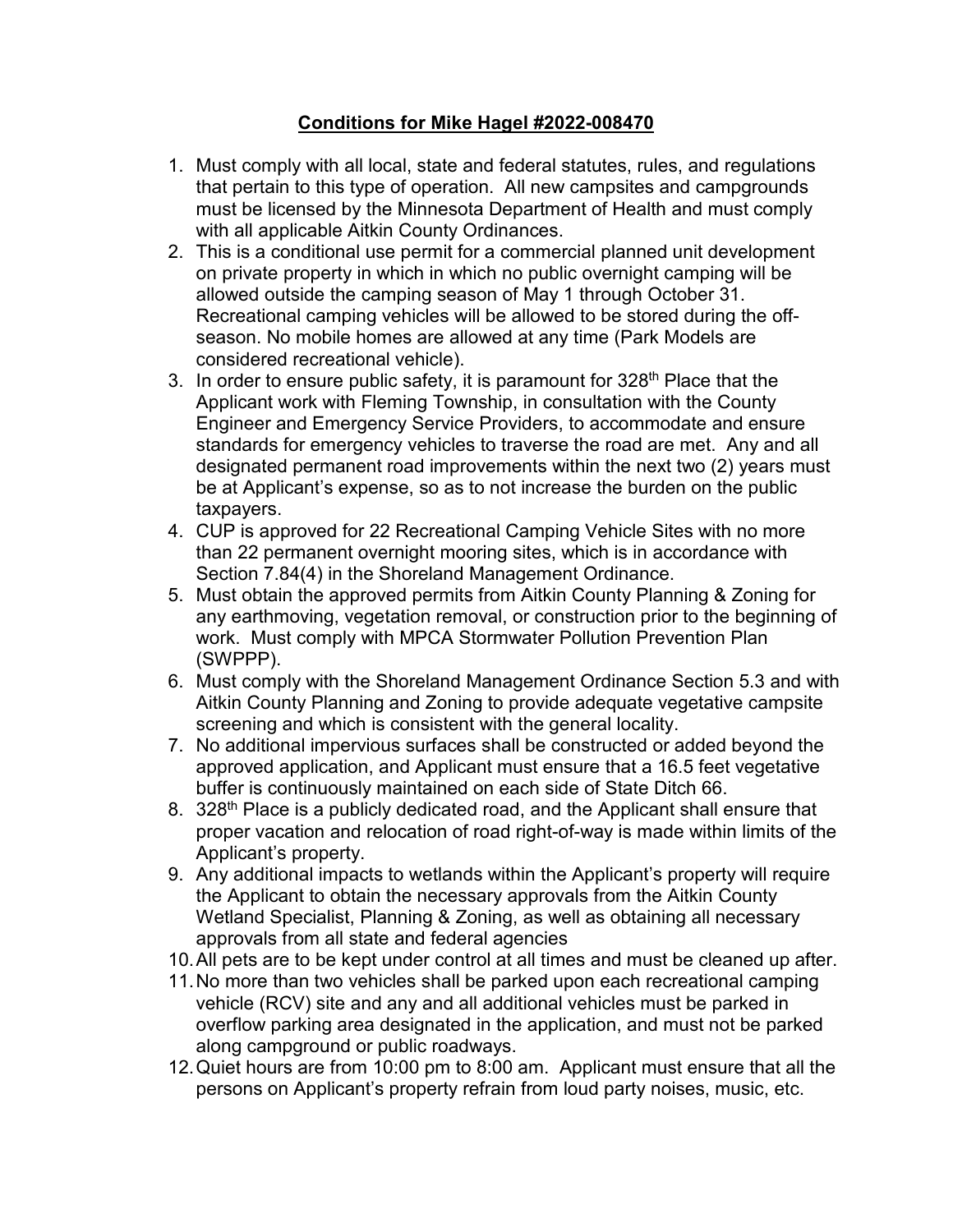## **Conditions for Mike Hagel #2022-008470**

1. Must comply with all local, state and federal statutes, rules, and regulations that pertain to this type of operation. All new campsites and campgrounds must be licensed by the Minnesota Department of Health and must comply with all applicable Aitkin County Ordinances.
2. This is a conditional use permit for a commercial planned unit development on private property in which in which no public overnight camping will be allowed outside the camping season of May 1 through October 31. Recreational camping vehicles will be allowed to be stored during the off-season. No mobile homes are allowed at any time (Park Models are considered recreational vehicle).
3. In order to ensure public safety, it is paramount for 328th Place that the Applicant work with Fleming Township, in consultation with the County Engineer and Emergency Service Providers, to accommodate and ensure standards for emergency vehicles to traverse the road are met. Any and all designated permanent road improvements within the next two (2) years must be at Applicant's expense, so as to not increase the burden on the public taxpayers.
4. CUP is approved for 22 Recreational Camping Vehicle Sites with no more than 22 permanent overnight mooring sites, which is in accordance with Section 7.84(4) in the Shoreland Management Ordinance.
5. Must obtain the approved permits from Aitkin County Planning & Zoning for any earthmoving, vegetation removal, or construction prior to the beginning of work. Must comply with MPCA Stormwater Pollution Prevention Plan (SWPPP).
6. Must comply with the Shoreland Management Ordinance Section 5.3 and with Aitkin County Planning and Zoning to provide adequate vegetative campsite screening and which is consistent with the general locality.
7. No additional impervious surfaces shall be constructed or added beyond the approved application, and Applicant must ensure that a 16.5 feet vegetative buffer is continuously maintained on each side of State Ditch 66.
8. 328th Place is a publicly dedicated road, and the Applicant shall ensure that proper vacation and relocation of road right-of-way is made within limits of the Applicant's property.
9. Any additional impacts to wetlands within the Applicant's property will require the Applicant to obtain the necessary approvals from the Aitkin County Wetland Specialist, Planning & Zoning, as well as obtaining all necessary approvals from all state and federal agencies
10. All pets are to be kept under control at all times and must be cleaned up after.
11. No more than two vehicles shall be parked upon each recreational camping vehicle (RCV) site and any and all additional vehicles must be parked in overflow parking area designated in the application, and must not be parked along campground or public roadways.
12. Quiet hours are from 10:00 pm to 8:00 am. Applicant must ensure that all the persons on Applicant's property refrain from loud party noises, music, etc.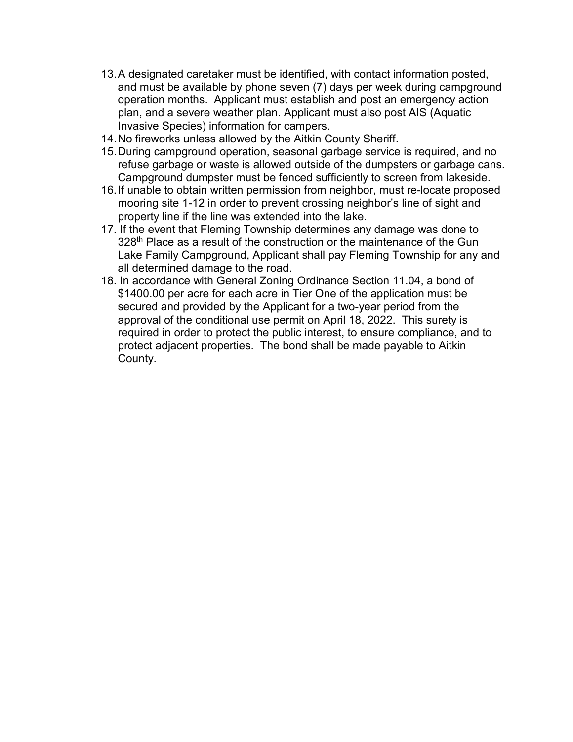13. A designated caretaker must be identified, with contact information posted, and must be available by phone seven (7) days per week during campground operation months. Applicant must establish and post an emergency action plan, and a severe weather plan. Applicant must also post AIS (Aquatic Invasive Species) information for campers.
14. No fireworks unless allowed by the Aitkin County Sheriff.
15. During campground operation, seasonal garbage service is required, and no refuse garbage or waste is allowed outside of the dumpsters or garbage cans. Campground dumpster must be fenced sufficiently to screen from lakeside.
16. If unable to obtain written permission from neighbor, must re-locate proposed mooring site 1-12 in order to prevent crossing neighbor's line of sight and property line if the line was extended into the lake.
17. If the event that Fleming Township determines any damage was done to 328th Place as a result of the construction or the maintenance of the Gun Lake Family Campground, Applicant shall pay Fleming Township for any and all determined damage to the road.
18. In accordance with General Zoning Ordinance Section 11.04, a bond of $1400.00 per acre for each acre in Tier One of the application must be secured and provided by the Applicant for a two-year period from the approval of the conditional use permit on April 18, 2022. This surety is required in order to protect the public interest, to ensure compliance, and to protect adjacent properties. The bond shall be made payable to Aitkin County.